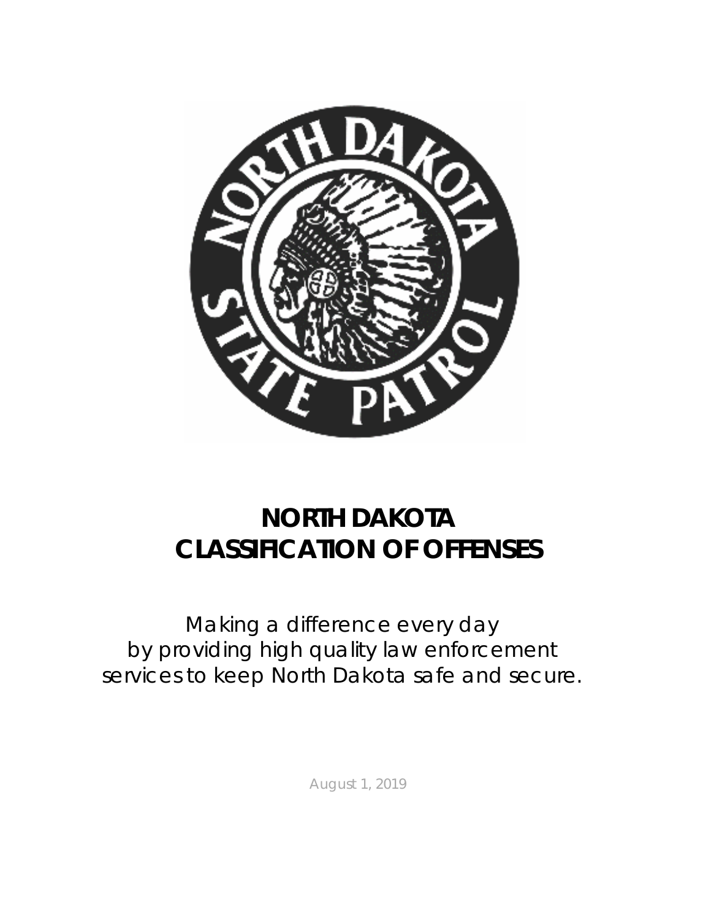# NORTH DAKOTA CLASSIFICATION OF OFFENSES

Making a difference every day by providing high quality law enforcement services to keep North Dakota safe and secure.

August 1, 2019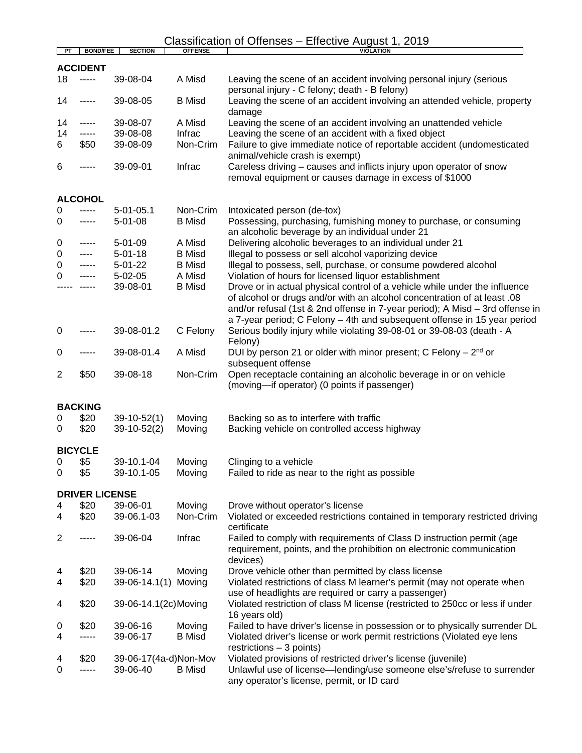# Classification of Offenses – Effective August 1, 2019

| PT | BOND/FEE | SECTION | OFFENSE | VIOLATION |
|---|---|---|---|---|
| **ACCIDENT** | | | | |
| 18 | ----- | 39-08-04 | A Misd | Leaving the scene of an accident involving personal injury (serious personal injury - C felony; death - B felony) |
| 14 | ----- | 39-08-05 | B Misd | Leaving the scene of an accident involving an attended vehicle, property damage |
| 14 | ----- | 39-08-07 | A Misd | Leaving the scene of an accident involving an unattended vehicle |
| 14 | ----- | 39-08-08 | Infrac | Leaving the scene of an accident with a fixed object |
| 6 | $50 | 39-08-09 | Non-Crim | Failure to give immediate notice of reportable accident (undomesticated animal/vehicle crash is exempt) |
| 6 | ----- | 39-09-01 | Infrac | Careless driving – causes and inflicts injury upon operator of snow removal equipment or causes damage in excess of $1000 |
| **ALCOHOL** | | | | |
| 0 | ----- | 5-01-05.1 | Non-Crim | Intoxicated person (de-tox) |
| 0 | ----- | 5-01-08 | B Misd | Possessing, purchasing, furnishing money to purchase, or consuming an alcoholic beverage by an individual under 21 |
| 0 | ----- | 5-01-09 | A Misd | Delivering alcoholic beverages to an individual under 21 |
| 0 | ---- | 5-01-18 | B Misd | Illegal to possess or sell alcohol vaporizing device |
| 0 | ----- | 5-01-22 | B Misd | Illegal to possess, sell, purchase, or consume powdered alcohol |
| 0 | ----- | 5-02-05 | A Misd | Violation of hours for licensed liquor establishment |
| ----- | ----- | 39-08-01 | B Misd | Drove or in actual physical control of a vehicle while under the influence of alcohol or drugs and/or with an alcohol concentration of at least .08 and/or refusal (1st & 2nd offense in 7-year period); A Misd – 3rd offense in a 7-year period; C Felony – 4th and subsequent offense in 15 year period |
| 0 | ----- | 39-08-01.2 | C Felony | Serious bodily injury while violating 39-08-01 or 39-08-03 (death - A Felony) |
| 0 | ----- | 39-08-01.4 | A Misd | DUI by person 21 or older with minor present; C Felony – 2nd or subsequent offense |
| 2 | $50 | 39-08-18 | Non-Crim | Open receptacle containing an alcoholic beverage in or on vehicle (moving—if operator) (0 points if passenger) |
| **BACKING** | | | | |
| 0 | $20 | 39-10-52(1) | Moving | Backing so as to interfere with traffic |
| 0 | $20 | 39-10-52(2) | Moving | Backing vehicle on controlled access highway |
| **BICYCLE** | | | | |
| 0 | $5 | 39-10.1-04 | Moving | Clinging to a vehicle |
| 0 | $5 | 39-10.1-05 | Moving | Failed to ride as near to the right as possible |
| **DRIVER LICENSE** | | | | |
| 4 | $20 | 39-06-01 | Moving | Drove without operator's license |
| 4 | $20 | 39-06.1-03 | Non-Crim | Violated or exceeded restrictions contained in temporary restricted driving certificate |
| 2 | ----- | 39-06-04 | Infrac | Failed to comply with requirements of Class D instruction permit (age requirement, points, and the prohibition on electronic communication devices) |
| 4 | $20 | 39-06-14 | Moving | Drove vehicle other than permitted by class license |
| 4 | $20 | 39-06-14.1(1) | Moving | Violated restrictions of class M learner's permit (may not operate when use of headlights are required or carry a passenger) |
| 4 | $20 | 39-06-14.1(2c) | Moving | Violated restriction of class M license (restricted to 250cc or less if under 16 years old) |
| 0 | $20 | 39-06-16 | Moving | Failed to have driver's license in possession or to physically surrender DL |
| 4 | ----- | 39-06-17 | B Misd | Violated driver's license or work permit restrictions (Violated eye lens restrictions – 3 points) |
| 4 | $20 | 39-06-17(4a-d) | Non-Mov | Violated provisions of restricted driver's license (juvenile) |
| 0 | ----- | 39-06-40 | B Misd | Unlawful use of license—lending/use someone else's/refuse to surrender any operator's license, permit, or ID card |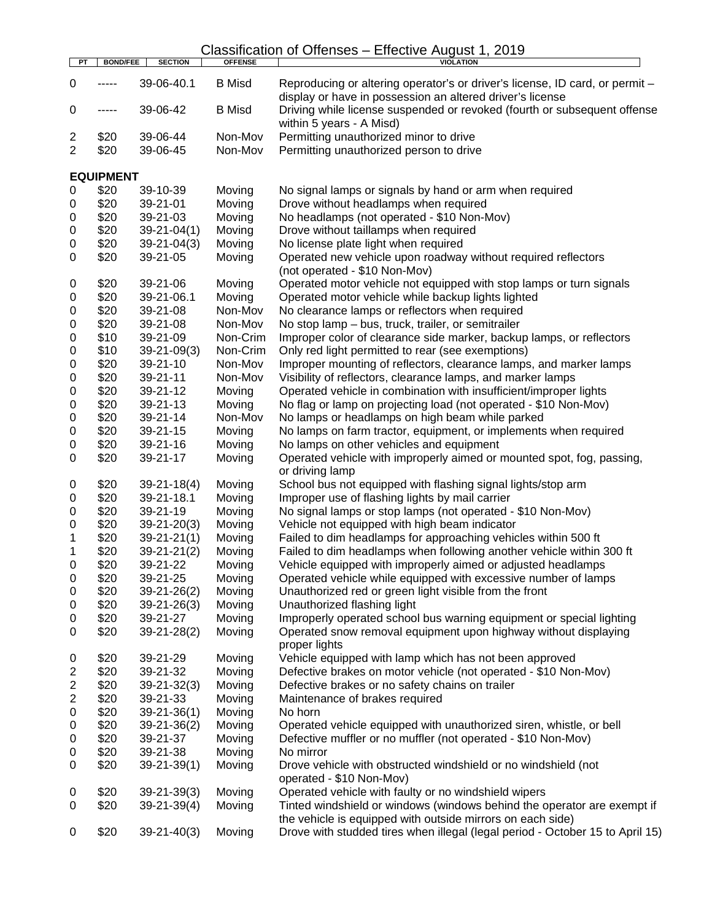# Classification of Offenses – Effective August 1, 2019

| PT | BOND/FEE | SECTION | OFFENSE | VIOLATION |
|---|---|---|---|---|
| 0 | ----- | 39-06-40.1 | B Misd | Reproducing or altering operator's or driver's license, ID card, or permit – display or have in possession an altered driver's license |
| 0 | ----- | 39-06-42 | B Misd | Driving while license suspended or revoked (fourth or subsequent offense within 5 years - A Misd) |
| 2 | $20 | 39-06-44 | Non-Mov | Permitting unauthorized minor to drive |
| 2 | $20 | 39-06-45 | Non-Mov | Permitting unauthorized person to drive |
| **EQUIPMENT** | | | | |
| 0 | $20 | 39-10-39 | Moving | No signal lamps or signals by hand or arm when required |
| 0 | $20 | 39-21-01 | Moving | Drove without headlamps when required |
| 0 | $20 | 39-21-03 | Moving | No headlamps (not operated - $10 Non-Mov) |
| 0 | $20 | 39-21-04(1) | Moving | Drove without taillamps when required |
| 0 | $20 | 39-21-04(3) | Moving | No license plate light when required |
| 0 | $20 | 39-21-05 | Moving | Operated new vehicle upon roadway without required reflectors (not operated - $10 Non-Mov) |
| 0 | $20 | 39-21-06 | Moving | Operated motor vehicle not equipped with stop lamps or turn signals |
| 0 | $20 | 39-21-06.1 | Moving | Operated motor vehicle while backup lights lighted |
| 0 | $20 | 39-21-08 | Non-Mov | No clearance lamps or reflectors when required |
| 0 | $20 | 39-21-08 | Non-Mov | No stop lamp – bus, truck, trailer, or semitrailer |
| 0 | $10 | 39-21-09 | Non-Crim | Improper color of clearance side marker, backup lamps, or reflectors |
| 0 | $10 | 39-21-09(3) | Non-Crim | Only red light permitted to rear (see exemptions) |
| 0 | $20 | 39-21-10 | Non-Mov | Improper mounting of reflectors, clearance lamps, and marker lamps |
| 0 | $20 | 39-21-11 | Non-Mov | Visibility of reflectors, clearance lamps, and marker lamps |
| 0 | $20 | 39-21-12 | Moving | Operated vehicle in combination with insufficient/improper lights |
| 0 | $20 | 39-21-13 | Moving | No flag or lamp on projecting load (not operated - $10 Non-Mov) |
| 0 | $20 | 39-21-14 | Non-Mov | No lamps or headlamps on high beam while parked |
| 0 | $20 | 39-21-15 | Moving | No lamps on farm tractor, equipment, or implements when required |
| 0 | $20 | 39-21-16 | Moving | No lamps on other vehicles and equipment |
| 0 | $20 | 39-21-17 | Moving | Operated vehicle with improperly aimed or mounted spot, fog, passing, or driving lamp |
| 0 | $20 | 39-21-18(4) | Moving | School bus not equipped with flashing signal lights/stop arm |
| 0 | $20 | 39-21-18.1 | Moving | Improper use of flashing lights by mail carrier |
| 0 | $20 | 39-21-19 | Moving | No signal lamps or stop lamps (not operated - $10 Non-Mov) |
| 0 | $20 | 39-21-20(3) | Moving | Vehicle not equipped with high beam indicator |
| 1 | $20 | 39-21-21(1) | Moving | Failed to dim headlamps for approaching vehicles within 500 ft |
| 1 | $20 | 39-21-21(2) | Moving | Failed to dim headlamps when following another vehicle within 300 ft |
| 0 | $20 | 39-21-22 | Moving | Vehicle equipped with improperly aimed or adjusted headlamps |
| 0 | $20 | 39-21-25 | Moving | Operated vehicle while equipped with excessive number of lamps |
| 0 | $20 | 39-21-26(2) | Moving | Unauthorized red or green light visible from the front |
| 0 | $20 | 39-21-26(3) | Moving | Unauthorized flashing light |
| 0 | $20 | 39-21-27 | Moving | Improperly operated school bus warning equipment or special lighting |
| 0 | $20 | 39-21-28(2) | Moving | Operated snow removal equipment upon highway without displaying proper lights |
| 0 | $20 | 39-21-29 | Moving | Vehicle equipped with lamp which has not been approved |
| 2 | $20 | 39-21-32 | Moving | Defective brakes on motor vehicle (not operated - $10 Non-Mov) |
| 2 | $20 | 39-21-32(3) | Moving | Defective brakes or no safety chains on trailer |
| 2 | $20 | 39-21-33 | Moving | Maintenance of brakes required |
| 0 | $20 | 39-21-36(1) | Moving | No horn |
| 0 | $20 | 39-21-36(2) | Moving | Operated vehicle equipped with unauthorized siren, whistle, or bell |
| 0 | $20 | 39-21-37 | Moving | Defective muffler or no muffler (not operated - $10 Non-Mov) |
| 0 | $20 | 39-21-38 | Moving | No mirror |
| 0 | $20 | 39-21-39(1) | Moving | Drove vehicle with obstructed windshield or no windshield (not operated - $10 Non-Mov) |
| 0 | $20 | 39-21-39(3) | Moving | Operated vehicle with faulty or no windshield wipers |
| 0 | $20 | 39-21-39(4) | Moving | Tinted windshield or windows (windows behind the operator are exempt if the vehicle is equipped with outside mirrors on each side) |
| 0 | $20 | 39-21-40(3) | Moving | Drove with studded tires when illegal (legal period - October 15 to April 15) |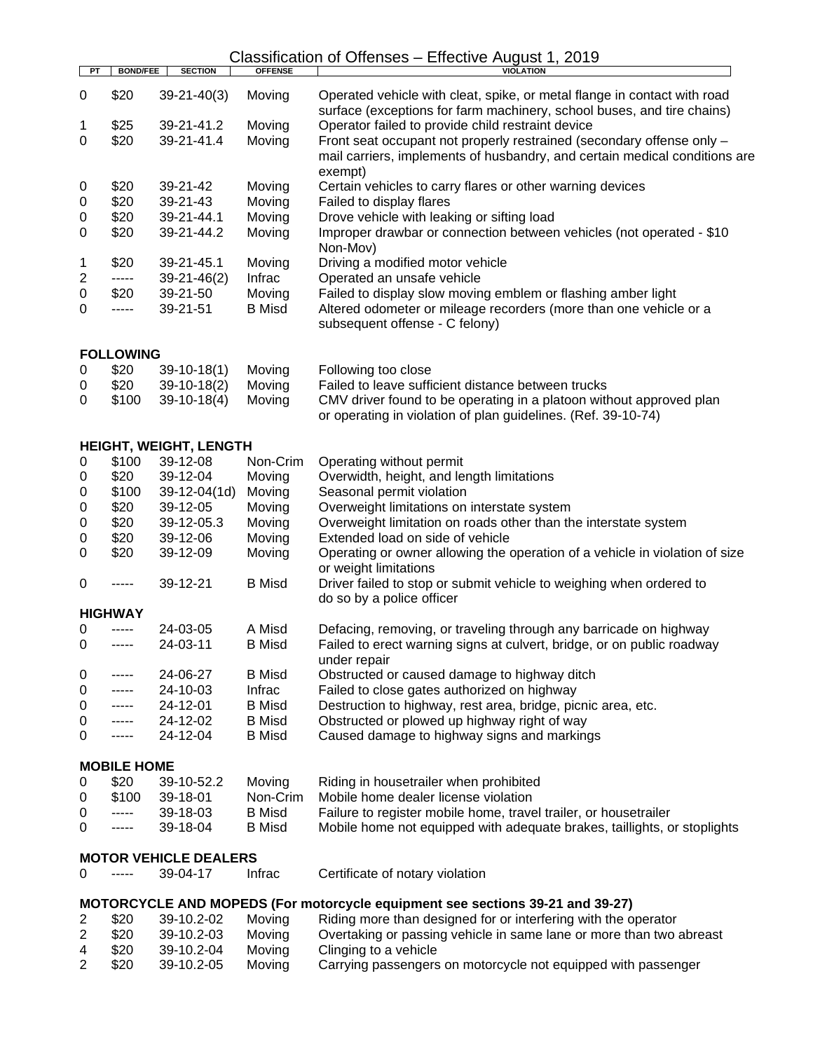# Classification of Offenses – Effective August 1, 2019

| PT | BOND/FEE | SECTION | OFFENSE | VIOLATION |
|---|---|---|---|---|
| 0 | $20 | 39-21-40(3) | Moving | Operated vehicle with cleat, spike, or metal flange in contact with road surface (exceptions for farm machinery, school buses, and tire chains) |
| 1 | $25 | 39-21-41.2 | Moving | Operator failed to provide child restraint device |
| 0 | $20 | 39-21-41.4 | Moving | Front seat occupant not properly restrained (secondary offense only – mail carriers, implements of husbandry, and certain medical conditions are exempt) |
| 0 | $20 | 39-21-42 | Moving | Certain vehicles to carry flares or other warning devices |
| 0 | $20 | 39-21-43 | Moving | Failed to display flares |
| 0 | $20 | 39-21-44.1 | Moving | Drove vehicle with leaking or sifting load |
| 0 | $20 | 39-21-44.2 | Moving | Improper drawbar or connection between vehicles (not operated - $10 Non-Mov) |
| 1 | $20 | 39-21-45.1 | Moving | Driving a modified motor vehicle |
| 2 | ----- | 39-21-46(2) | Infrac | Operated an unsafe vehicle |
| 0 | $20 | 39-21-50 | Moving | Failed to display slow moving emblem or flashing amber light |
| 0 | ----- | 39-21-51 | B Misd | Altered odometer or mileage recorders (more than one vehicle or a subsequent offense - C felony) |

### FOLLOWING

| PT | BOND/FEE | SECTION | OFFENSE | VIOLATION |
|---|---|---|---|---|
| 0 | $20 | 39-10-18(1) | Moving | Following too close |
| 0 | $20 | 39-10-18(2) | Moving | Failed to leave sufficient distance between trucks |
| 0 | $100 | 39-10-18(4) | Moving | CMV driver found to be operating in a platoon without approved plan or operating in violation of plan guidelines. (Ref. 39-10-74) |

### HEIGHT, WEIGHT, LENGTH

| PT | BOND/FEE | SECTION | OFFENSE | VIOLATION |
|---|---|---|---|---|
| 0 | $100 | 39-12-08 | Non-Crim | Operating without permit |
| 0 | $20 | 39-12-04 | Moving | Overwidth, height, and length limitations |
| 0 | $100 | 39-12-04(1d) | Moving | Seasonal permit violation |
| 0 | $20 | 39-12-05 | Moving | Overweight limitations on interstate system |
| 0 | $20 | 39-12-05.3 | Moving | Overweight limitation on roads other than the interstate system |
| 0 | $20 | 39-12-06 | Moving | Extended load on side of vehicle |
| 0 | $20 | 39-12-09 | Moving | Operating or owner allowing the operation of a vehicle in violation of size or weight limitations |
| 0 | ----- | 39-12-21 | B Misd | Driver failed to stop or submit vehicle to weighing when ordered to do so by a police officer |

### HIGHWAY

| PT | BOND/FEE | SECTION | OFFENSE | VIOLATION |
|---|---|---|---|---|
| 0 | ----- | 24-03-05 | A Misd | Defacing, removing, or traveling through any barricade on highway |
| 0 | ----- | 24-03-11 | B Misd | Failed to erect warning signs at culvert, bridge, or on public roadway under repair |
| 0 | ----- | 24-06-27 | B Misd | Obstructed or caused damage to highway ditch |
| 0 | ----- | 24-10-03 | Infrac | Failed to close gates authorized on highway |
| 0 | ----- | 24-12-01 | B Misd | Destruction to highway, rest area, bridge, picnic area, etc. |
| 0 | ----- | 24-12-02 | B Misd | Obstructed or plowed up highway right of way |
| 0 | ----- | 24-12-04 | B Misd | Caused damage to highway signs and markings |

### MOBILE HOME

| PT | BOND/FEE | SECTION | OFFENSE | VIOLATION |
|---|---|---|---|---|
| 0 | $20 | 39-10-52.2 | Moving | Riding in housetrailer when prohibited |
| 0 | $100 | 39-18-01 | Non-Crim | Mobile home dealer license violation |
| 0 | ----- | 39-18-03 | B Misd | Failure to register mobile home, travel trailer, or housetrailer |
| 0 | ----- | 39-18-04 | B Misd | Mobile home not equipped with adequate brakes, taillights, or stoplights |

### MOTOR VEHICLE DEALERS

| PT | BOND/FEE | SECTION | OFFENSE | VIOLATION |
|---|---|---|---|---|
| 0 | ----- | 39-04-17 | Infrac | Certificate of notary violation |

### MOTORCYCLE AND MOPEDS (For motorcycle equipment see sections 39-21 and 39-27)

| PT | BOND/FEE | SECTION | OFFENSE | VIOLATION |
|---|---|---|---|---|
| 2 | $20 | 39-10.2-02 | Moving | Riding more than designed for or interfering with the operator |
| 2 | $20 | 39-10.2-03 | Moving | Overtaking or passing vehicle in same lane or more than two abreast |
| 4 | $20 | 39-10.2-04 | Moving | Clinging to a vehicle |
| 2 | $20 | 39-10.2-05 | Moving | Carrying passengers on motorcycle not equipped with passenger |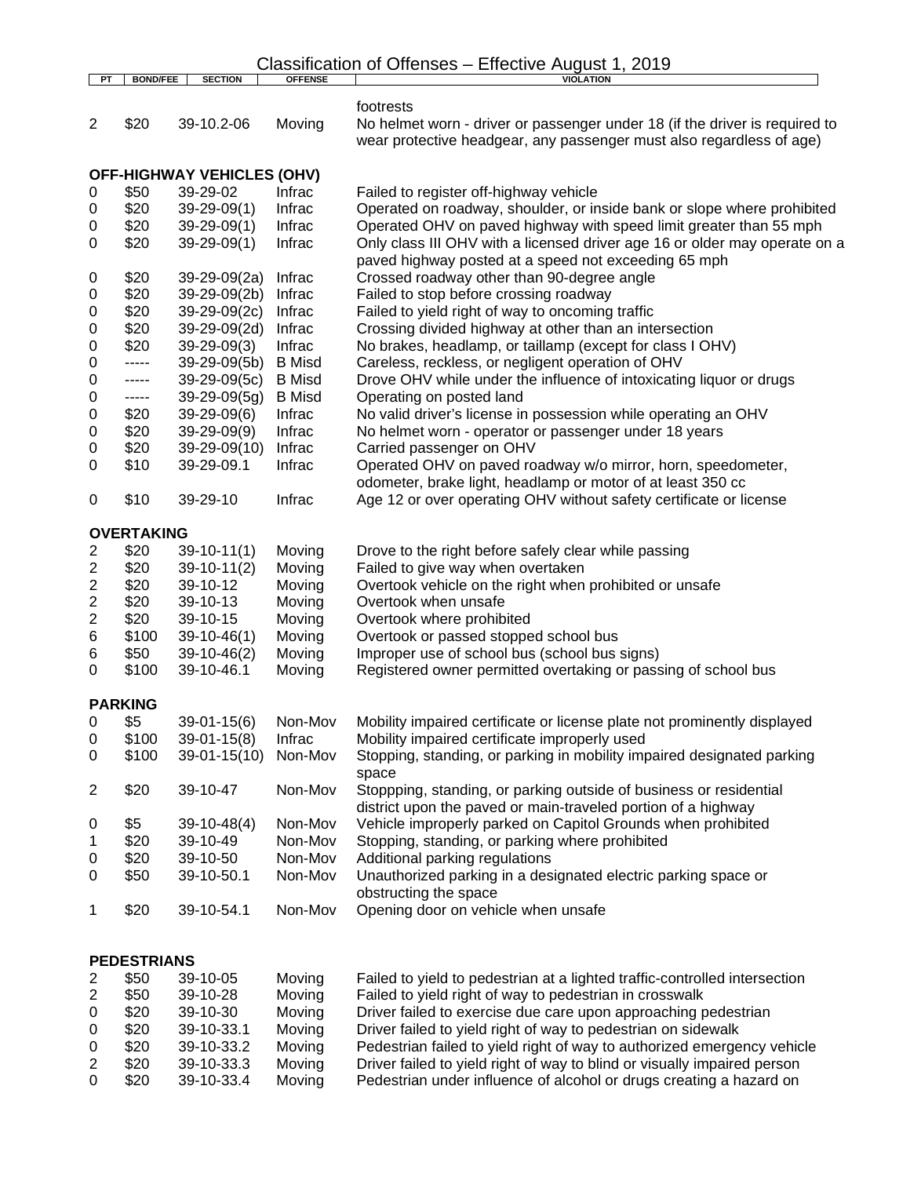# Classification of Offenses – Effective August 1, 2019

| PT | BOND/FEE | SECTION | OFFENSE | VIOLATION |
|---|---|---|---|---|
| | | | | footrests |
| 2 | $20 | 39-10.2-06 | Moving | No helmet worn - driver or passenger under 18 (if the driver is required to wear protective headgear, any passenger must also regardless of age) |
| **OFF-HIGHWAY VEHICLES (OHV)** | | | | |
| 0 | $50 | 39-29-02 | Infrac | Failed to register off-highway vehicle |
| 0 | $20 | 39-29-09(1) | Infrac | Operated on roadway, shoulder, or inside bank or slope where prohibited |
| 0 | $20 | 39-29-09(1) | Infrac | Operated OHV on paved highway with speed limit greater than 55 mph |
| 0 | $20 | 39-29-09(1) | Infrac | Only class III OHV with a licensed driver age 16 or older may operate on a paved highway posted at a speed not exceeding 65 mph |
| 0 | $20 | 39-29-09(2a) | Infrac | Crossed roadway other than 90-degree angle |
| 0 | $20 | 39-29-09(2b) | Infrac | Failed to stop before crossing roadway |
| 0 | $20 | 39-29-09(2c) | Infrac | Failed to yield right of way to oncoming traffic |
| 0 | $20 | 39-29-09(2d) | Infrac | Crossing divided highway at other than an intersection |
| 0 | $20 | 39-29-09(3) | Infrac | No brakes, headlamp, or taillamp (except for class I OHV) |
| 0 | ----- | 39-29-09(5b) | B Misd | Careless, reckless, or negligent operation of OHV |
| 0 | ----- | 39-29-09(5c) | B Misd | Drove OHV while under the influence of intoxicating liquor or drugs |
| 0 | ----- | 39-29-09(5g) | B Misd | Operating on posted land |
| 0 | $20 | 39-29-09(6) | Infrac | No valid driver's license in possession while operating an OHV |
| 0 | $20 | 39-29-09(9) | Infrac | No helmet worn - operator or passenger under 18 years |
| 0 | $20 | 39-29-09(10) | Infrac | Carried passenger on OHV |
| 0 | $10 | 39-29-09.1 | Infrac | Operated OHV on paved roadway w/o mirror, horn, speedometer, odometer, brake light, headlamp or motor of at least 350 cc |
| 0 | $10 | 39-29-10 | Infrac | Age 12 or over operating OHV without safety certificate or license |
| **OVERTAKING** | | | | |
| 2 | $20 | 39-10-11(1) | Moving | Drove to the right before safely clear while passing |
| 2 | $20 | 39-10-11(2) | Moving | Failed to give way when overtaken |
| 2 | $20 | 39-10-12 | Moving | Overtook vehicle on the right when prohibited or unsafe |
| 2 | $20 | 39-10-13 | Moving | Overtook when unsafe |
| 2 | $20 | 39-10-15 | Moving | Overtook where prohibited |
| 6 | $100 | 39-10-46(1) | Moving | Overtook or passed stopped school bus |
| 6 | $50 | 39-10-46(2) | Moving | Improper use of school bus (school bus signs) |
| 0 | $100 | 39-10-46.1 | Moving | Registered owner permitted overtaking or passing of school bus |
| **PARKING** | | | | |
| 0 | $5 | 39-01-15(6) | Non-Mov | Mobility impaired certificate or license plate not prominently displayed |
| 0 | $100 | 39-01-15(8) | Infrac | Mobility impaired certificate improperly used |
| 0 | $100 | 39-01-15(10) | Non-Mov | Stopping, standing, or parking in mobility impaired designated parking space |
| 2 | $20 | 39-10-47 | Non-Mov | Stoppping, standing, or parking outside of business or residential district upon the paved or main-traveled portion of a highway |
| 0 | $5 | 39-10-48(4) | Non-Mov | Vehicle improperly parked on Capitol Grounds when prohibited |
| 1 | $20 | 39-10-49 | Non-Mov | Stopping, standing, or parking where prohibited |
| 0 | $20 | 39-10-50 | Non-Mov | Additional parking regulations |
| 0 | $50 | 39-10-50.1 | Non-Mov | Unauthorized parking in a designated electric parking space or obstructing the space |
| 1 | $20 | 39-10-54.1 | Non-Mov | Opening door on vehicle when unsafe |
| **PEDESTRIANS** | | | | |
| 2 | $50 | 39-10-05 | Moving | Failed to yield to pedestrian at a lighted traffic-controlled intersection |
| 2 | $50 | 39-10-28 | Moving | Failed to yield right of way to pedestrian in crosswalk |
| 0 | $20 | 39-10-30 | Moving | Driver failed to exercise due care upon approaching pedestrian |
| 0 | $20 | 39-10-33.1 | Moving | Driver failed to yield right of way to pedestrian on sidewalk |
| 0 | $20 | 39-10-33.2 | Moving | Pedestrian failed to yield right of way to authorized emergency vehicle |
| 2 | $20 | 39-10-33.3 | Moving | Driver failed to yield right of way to blind or visually impaired person |
| 0 | $20 | 39-10-33.4 | Moving | Pedestrian under influence of alcohol or drugs creating a hazard on |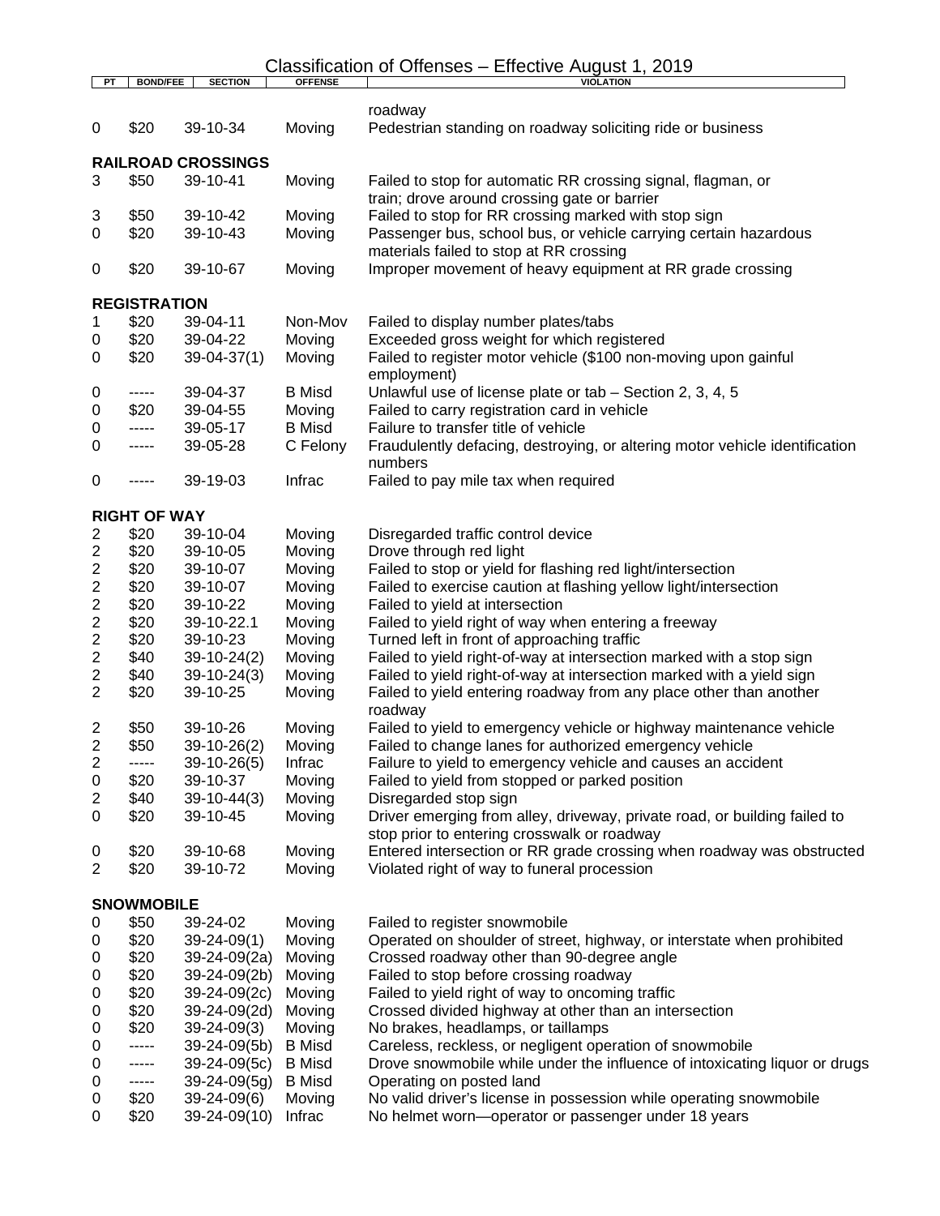# Classification of Offenses – Effective August 1, 2019

| PT | BOND/FEE | SECTION | OFFENSE | VIOLATION |
|---|---|---|---|---|
| | | | | roadway |
| 0 | $20 | 39-10-34 | Moving | Pedestrian standing on roadway soliciting ride or business |
| **RAILROAD CROSSINGS** | | | | |
| 3 | $50 | 39-10-41 | Moving | Failed to stop for automatic RR crossing signal, flagman, or train; drove around crossing gate or barrier |
| 3 | $50 | 39-10-42 | Moving | Failed to stop for RR crossing marked with stop sign |
| 0 | $20 | 39-10-43 | Moving | Passenger bus, school bus, or vehicle carrying certain hazardous materials failed to stop at RR crossing |
| 0 | $20 | 39-10-67 | Moving | Improper movement of heavy equipment at RR grade crossing |
| **REGISTRATION** | | | | |
| 1 | $20 | 39-04-11 | Non-Mov | Failed to display number plates/tabs |
| 0 | $20 | 39-04-22 | Moving | Exceeded gross weight for which registered |
| 0 | $20 | 39-04-37(1) | Moving | Failed to register motor vehicle ($100 non-moving upon gainful employment) |
| 0 | ----- | 39-04-37 | B Misd | Unlawful use of license plate or tab – Section 2, 3, 4, 5 |
| 0 | $20 | 39-04-55 | Moving | Failed to carry registration card in vehicle |
| 0 | ----- | 39-05-17 | B Misd | Failure to transfer title of vehicle |
| 0 | ----- | 39-05-28 | C Felony | Fraudulently defacing, destroying, or altering motor vehicle identification numbers |
| 0 | ----- | 39-19-03 | Infrac | Failed to pay mile tax when required |
| **RIGHT OF WAY** | | | | |
| 2 | $20 | 39-10-04 | Moving | Disregarded traffic control device |
| 2 | $20 | 39-10-05 | Moving | Drove through red light |
| 2 | $20 | 39-10-07 | Moving | Failed to stop or yield for flashing red light/intersection |
| 2 | $20 | 39-10-07 | Moving | Failed to exercise caution at flashing yellow light/intersection |
| 2 | $20 | 39-10-22 | Moving | Failed to yield at intersection |
| 2 | $20 | 39-10-22.1 | Moving | Failed to yield right of way when entering a freeway |
| 2 | $20 | 39-10-23 | Moving | Turned left in front of approaching traffic |
| 2 | $40 | 39-10-24(2) | Moving | Failed to yield right-of-way at intersection marked with a stop sign |
| 2 | $40 | 39-10-24(3) | Moving | Failed to yield right-of-way at intersection marked with a yield sign |
| 2 | $20 | 39-10-25 | Moving | Failed to yield entering roadway from any place other than another roadway |
| 2 | $50 | 39-10-26 | Moving | Failed to yield to emergency vehicle or highway maintenance vehicle |
| 2 | $50 | 39-10-26(2) | Moving | Failed to change lanes for authorized emergency vehicle |
| 2 | ----- | 39-10-26(5) | Infrac | Failure to yield to emergency vehicle and causes an accident |
| 0 | $20 | 39-10-37 | Moving | Failed to yield from stopped or parked position |
| 2 | $40 | 39-10-44(3) | Moving | Disregarded stop sign |
| 0 | $20 | 39-10-45 | Moving | Driver emerging from alley, driveway, private road, or building failed to stop prior to entering crosswalk or roadway |
| 0 | $20 | 39-10-68 | Moving | Entered intersection or RR grade crossing when roadway was obstructed |
| 2 | $20 | 39-10-72 | Moving | Violated right of way to funeral procession |
| **SNOWMOBILE** | | | | |
| 0 | $50 | 39-24-02 | Moving | Failed to register snowmobile |
| 0 | $20 | 39-24-09(1) | Moving | Operated on shoulder of street, highway, or interstate when prohibited |
| 0 | $20 | 39-24-09(2a) | Moving | Crossed roadway other than 90-degree angle |
| 0 | $20 | 39-24-09(2b) | Moving | Failed to stop before crossing roadway |
| 0 | $20 | 39-24-09(2c) | Moving | Failed to yield right of way to oncoming traffic |
| 0 | $20 | 39-24-09(2d) | Moving | Crossed divided highway at other than an intersection |
| 0 | $20 | 39-24-09(3) | Moving | No brakes, headlamps, or taillamps |
| 0 | ----- | 39-24-09(5b) | B Misd | Careless, reckless, or negligent operation of snowmobile |
| 0 | ----- | 39-24-09(5c) | B Misd | Drove snowmobile while under the influence of intoxicating liquor or drugs |
| 0 | ----- | 39-24-09(5g) | B Misd | Operating on posted land |
| 0 | $20 | 39-24-09(6) | Moving | No valid driver's license in possession while operating snowmobile |
| 0 | $20 | 39-24-09(10) | Infrac | No helmet worn—operator or passenger under 18 years |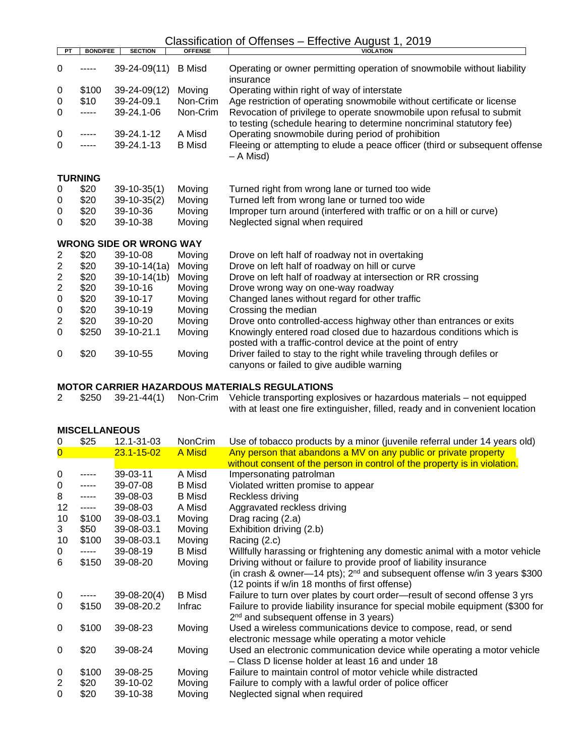# Classification of Offenses – Effective August 1, 2019

| PT | BOND/FEE | SECTION | OFFENSE | VIOLATION |
|---|---|---|---|---|
| 0 | ----- | 39-24-09(11) | B Misd | Operating or owner permitting operation of snowmobile without liability insurance |
| 0 | $100 | 39-24-09(12) | Moving | Operating within right of way of interstate |
| 0 | $10 | 39-24-09.1 | Non-Crim | Age restriction of operating snowmobile without certificate or license |
| 0 | ----- | 39-24.1-06 | Non-Crim | Revocation of privilege to operate snowmobile upon refusal to submit to testing (schedule hearing to determine noncriminal statutory fee) |
| 0 | ----- | 39-24.1-12 | A Misd | Operating snowmobile during period of prohibition |
| 0 | ----- | 39-24.1-13 | B Misd | Fleeing or attempting to elude a peace officer (third or subsequent offense – A Misd) |

## TURNING

| PT | BOND/FEE | SECTION | OFFENSE | VIOLATION |
|---|---|---|---|---|
| 0 | $20 | 39-10-35(1) | Moving | Turned right from wrong lane or turned too wide |
| 0 | $20 | 39-10-35(2) | Moving | Turned left from wrong lane or turned too wide |
| 0 | $20 | 39-10-36 | Moving | Improper turn around (interfered with traffic or on a hill or curve) |
| 0 | $20 | 39-10-38 | Moving | Neglected signal when required |

## WRONG SIDE OR WRONG WAY

| PT | BOND/FEE | SECTION | OFFENSE | VIOLATION |
|---|---|---|---|---|
| 2 | $20 | 39-10-08 | Moving | Drove on left half of roadway not in overtaking |
| 2 | $20 | 39-10-14(1a) | Moving | Drove on left half of roadway on hill or curve |
| 2 | $20 | 39-10-14(1b) | Moving | Drove on left half of roadway at intersection or RR crossing |
| 2 | $20 | 39-10-16 | Moving | Drove wrong way on one-way roadway |
| 0 | $20 | 39-10-17 | Moving | Changed lanes without regard for other traffic |
| 0 | $20 | 39-10-19 | Moving | Crossing the median |
| 2 | $20 | 39-10-20 | Moving | Drove onto controlled-access highway other than entrances or exits |
| 0 | $250 | 39-10-21.1 | Moving | Knowingly entered road closed due to hazardous conditions which is posted with a traffic-control device at the point of entry |
| 0 | $20 | 39-10-55 | Moving | Driver failed to stay to the right while traveling through defiles or canyons or failed to give audible warning |

## MOTOR CARRIER HAZARDOUS MATERIALS REGULATIONS

| PT | BOND/FEE | SECTION | OFFENSE | VIOLATION |
|---|---|---|---|---|
| 2 | $250 | 39-21-44(1) | Non-Crim | Vehicle transporting explosives or hazardous materials – not equipped with at least one fire extinguisher, filled, ready and in convenient location |

## MISCELLANEOUS

| PT | BOND/FEE | SECTION | OFFENSE | VIOLATION |
|---|---|---|---|---|
| 0 | $25 | 12.1-31-03 | NonCrim | Use of tobacco products by a minor (juvenile referral under 14 years old) |
| 0 | | 23.1-15-02 | A Misd | Any person that abandons a MV on any public or private property without consent of the person in control of the property is in violation. |
| 0 | ----- | 39-03-11 | A Misd | Impersonating patrolman |
| 0 | ----- | 39-07-08 | B Misd | Violated written promise to appear |
| 8 | ----- | 39-08-03 | B Misd | Reckless driving |
| 12 | ----- | 39-08-03 | A Misd | Aggravated reckless driving |
| 10 | $100 | 39-08-03.1 | Moving | Drag racing (2.a) |
| 3 | $50 | 39-08-03.1 | Moving | Exhibition driving (2.b) |
| 10 | $100 | 39-08-03.1 | Moving | Racing (2.c) |
| 0 | ----- | 39-08-19 | B Misd | Willfully harassing or frightening any domestic animal with a motor vehicle |
| 6 | $150 | 39-08-20 | Moving | Driving without or failure to provide proof of liability insurance (in crash & owner—14 pts); 2nd and subsequent offense w/in 3 years $300 (12 points if w/in 18 months of first offense) |
| 0 | ----- | 39-08-20(4) | B Misd | Failure to turn over plates by court order—result of second offense 3 yrs |
| 0 | $150 | 39-08-20.2 | Infrac | Failure to provide liability insurance for special mobile equipment ($300 for 2nd and subsequent offense in 3 years) |
| 0 | $100 | 39-08-23 | Moving | Used a wireless communications device to compose, read, or send electronic message while operating a motor vehicle |
| 0 | $20 | 39-08-24 | Moving | Used an electronic communication device while operating a motor vehicle – Class D license holder at least 16 and under 18 |
| 0 | $100 | 39-08-25 | Moving | Failure to maintain control of motor vehicle while distracted |
| 2 | $20 | 39-10-02 | Moving | Failure to comply with a lawful order of police officer |
| 0 | $20 | 39-10-38 | Moving | Neglected signal when required |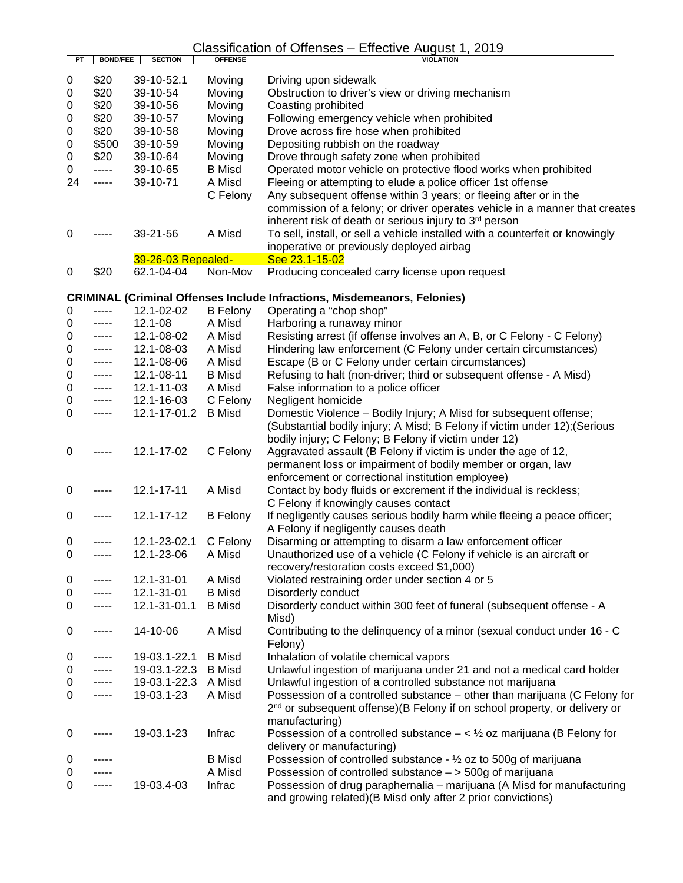# Classification of Offenses – Effective August 1, 2019

| PT | BOND/FEE | SECTION | OFFENSE | VIOLATION |
|---|---|---|---|---|
| 0 | $20 | 39-10-52.1 | Moving | Driving upon sidewalk |
| 0 | $20 | 39-10-54 | Moving | Obstruction to driver's view or driving mechanism |
| 0 | $20 | 39-10-56 | Moving | Coasting prohibited |
| 0 | $20 | 39-10-57 | Moving | Following emergency vehicle when prohibited |
| 0 | $20 | 39-10-58 | Moving | Drove across fire hose when prohibited |
| 0 | $500 | 39-10-59 | Moving | Depositing rubbish on the roadway |
| 0 | $20 | 39-10-64 | Moving | Drove through safety zone when prohibited |
| 0 | ----- | 39-10-65 | B Misd | Operated motor vehicle on protective flood works when prohibited |
| 24 | ----- | 39-10-71 | A Misd | Fleeing or attempting to elude a police officer 1st offense |
| | | | C Felony | Any subsequent offense within 3 years; or fleeing after or in the commission of a felony; or driver operates vehicle in a manner that creates inherent risk of death or serious injury to 3rd person |
| 0 | ----- | 39-21-56 | A Misd | To sell, install, or sell a vehicle installed with a counterfeit or knowingly inoperative or previously deployed airbag |
| | | 39-26-03 Repealed- | | See 23.1-15-02 |
| 0 | $20 | 62.1-04-04 | Non-Mov | Producing concealed carry license upon request |

**CRIMINAL (Criminal Offenses Include Infractions, Misdemeanors, Felonies)**

| PT | BOND/FEE | SECTION | OFFENSE | VIOLATION |
|---|---|---|---|---|
| 0 | ----- | 12.1-02-02 | B Felony | Operating a "chop shop" |
| 0 | ----- | 12.1-08 | A Misd | Harboring a runaway minor |
| 0 | ----- | 12.1-08-02 | A Misd | Resisting arrest (if offense involves an A, B, or C Felony - C Felony) |
| 0 | ----- | 12.1-08-03 | A Misd | Hindering law enforcement (C Felony under certain circumstances) |
| 0 | ----- | 12.1-08-06 | A Misd | Escape (B or C Felony under certain circumstances) |
| 0 | ----- | 12.1-08-11 | B Misd | Refusing to halt (non-driver; third or subsequent offense - A Misd) |
| 0 | ----- | 12.1-11-03 | A Misd | False information to a police officer |
| 0 | ----- | 12.1-16-03 | C Felony | Negligent homicide |
| 0 | ----- | 12.1-17-01.2 | B Misd | Domestic Violence – Bodily Injury; A Misd for subsequent offense; (Substantial bodily injury; A Misd; B Felony if victim under 12);(Serious bodily injury; C Felony; B Felony if victim under 12) |
| 0 | ----- | 12.1-17-02 | C Felony | Aggravated assault (B Felony if victim is under the age of 12, permanent loss or impairment of bodily member or organ, law enforcement or correctional institution employee) |
| 0 | ----- | 12.1-17-11 | A Misd | Contact by body fluids or excrement if the individual is reckless; C Felony if knowingly causes contact |
| 0 | ----- | 12.1-17-12 | B Felony | If negligently causes serious bodily harm while fleeing a peace officer; A Felony if negligently causes death |
| 0 | ----- | 12.1-23-02.1 | C Felony | Disarming or attempting to disarm a law enforcement officer |
| 0 | ----- | 12.1-23-06 | A Misd | Unauthorized use of a vehicle (C Felony if vehicle is an aircraft or recovery/restoration costs exceed $1,000) |
| 0 | ----- | 12.1-31-01 | A Misd | Violated restraining order under section 4 or 5 |
| 0 | ----- | 12.1-31-01 | B Misd | Disorderly conduct |
| 0 | ----- | 12.1-31-01.1 | B Misd | Disorderly conduct within 300 feet of funeral (subsequent offense - A Misd) |
| 0 | ----- | 14-10-06 | A Misd | Contributing to the delinquency of a minor (sexual conduct under 16 - C Felony) |
| 0 | ----- | 19-03.1-22.1 | B Misd | Inhalation of volatile chemical vapors |
| 0 | ----- | 19-03.1-22.3 | B Misd | Unlawful ingestion of marijuana under 21 and not a medical card holder |
| 0 | ----- | 19-03.1-22.3 | A Misd | Unlawful ingestion of a controlled substance not marijuana |
| 0 | ----- | 19-03.1-23 | A Misd | Possession of a controlled substance – other than marijuana (C Felony for 2nd or subsequent offense)(B Felony if on school property, or delivery or manufacturing) |
| 0 | ----- | 19-03.1-23 | Infrac | Possession of a controlled substance – < ½ oz marijuana (B Felony for delivery or manufacturing) |
| 0 | ----- | | B Misd | Possession of controlled substance - ½ oz to 500g of marijuana |
| 0 | ----- | | A Misd | Possession of controlled substance – > 500g of marijuana |
| 0 | ----- | 19-03.4-03 | Infrac | Possession of drug paraphernalia – marijuana (A Misd for manufacturing and growing related)(B Misd only after 2 prior convictions) |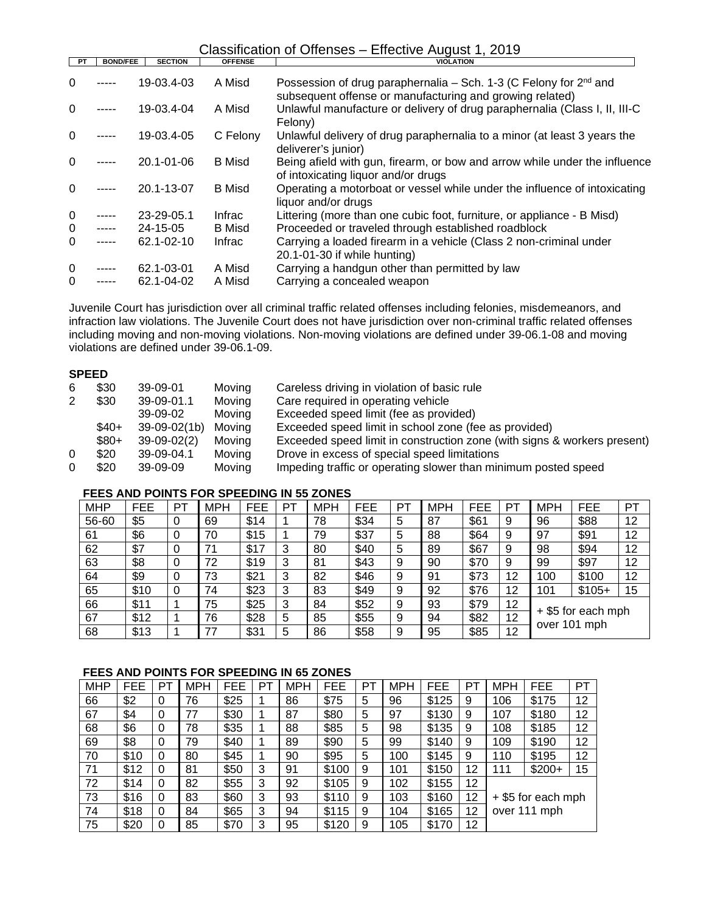# Classification of Offenses – Effective August 1, 2019

| PT | BOND/FEE | SECTION | OFFENSE | VIOLATION |
|---|---|---|---|---|
| 0 | ----- | 19-03.4-03 | A Misd | Possession of drug paraphernalia – Sch. 1-3 (C Felony for 2nd and subsequent offense or manufacturing and growing related) |
| 0 | ----- | 19-03.4-04 | A Misd | Unlawful manufacture or delivery of drug paraphernalia (Class I, II, III-C Felony) |
| 0 | ----- | 19-03.4-05 | C Felony | Unlawful delivery of drug paraphernalia to a minor (at least 3 years the deliverer's junior) |
| 0 | ----- | 20.1-01-06 | B Misd | Being afield with gun, firearm, or bow and arrow while under the influence of intoxicating liquor and/or drugs |
| 0 | ----- | 20.1-13-07 | B Misd | Operating a motorboat or vessel while under the influence of intoxicating liquor and/or drugs |
| 0 | ----- | 23-29-05.1 | Infrac | Littering (more than one cubic foot, furniture, or appliance - B Misd) |
| 0 | ----- | 24-15-05 | B Misd | Proceeded or traveled through established roadblock |
| 0 | ----- | 62.1-02-10 | Infrac | Carrying a loaded firearm in a vehicle (Class 2 non-criminal under 20.1-01-30 if while hunting) |
| 0 | ----- | 62.1-03-01 | A Misd | Carrying a handgun other than permitted by law |
| 0 | ----- | 62.1-04-02 | A Misd | Carrying a concealed weapon |

Juvenile Court has jurisdiction over all criminal traffic related offenses including felonies, misdemeanors, and infraction law violations. The Juvenile Court does not have jurisdiction over non-criminal traffic related offenses including moving and non-moving violations. Non-moving violations are defined under 39-06.1-08 and moving violations are defined under 39-06.1-09.

**SPEED**

| PT | BOND/FEE | SECTION | OFFENSE | VIOLATION |
|---|---|---|---|---|
| 6 | $30 | 39-09-01 | Moving | Careless driving in violation of basic rule |
| 2 | $30 | 39-09-01.1 | Moving | Care required in operating vehicle |
| | | 39-09-02 | Moving | Exceeded speed limit (fee as provided) |
| | $40+ | 39-09-02(1b) | Moving | Exceeded speed limit in school zone (fee as provided) |
| | $80+ | 39-09-02(2) | Moving | Exceeded speed limit in construction zone (with signs & workers present) |
| 0 | $20 | 39-09-04.1 | Moving | Drove in excess of special speed limitations |
| 0 | $20 | 39-09-09 | Moving | Impeding traffic or operating slower than minimum posted speed |

**FEES AND POINTS FOR SPEEDING IN 55 ZONES**

| MHP | FEE | PT | MPH | FEE | PT | MPH | FEE | PT | MPH | FEE | PT | MPH | FEE | PT |
|---|---|---|---|---|---|---|---|---|---|---|---|---|---|---|
| 56-60 | $5 | 0 | 69 | $14 | 1 | 78 | $34 | 5 | 87 | $61 | 9 | 96 | $88 | 12 |
| 61 | $6 | 0 | 70 | $15 | 1 | 79 | $37 | 5 | 88 | $64 | 9 | 97 | $91 | 12 |
| 62 | $7 | 0 | 71 | $17 | 3 | 80 | $40 | 5 | 89 | $67 | 9 | 98 | $94 | 12 |
| 63 | $8 | 0 | 72 | $19 | 3 | 81 | $43 | 9 | 90 | $70 | 9 | 99 | $97 | 12 |
| 64 | $9 | 0 | 73 | $21 | 3 | 82 | $46 | 9 | 91 | $73 | 12 | 100 | $100 | 12 |
| 65 | $10 | 0 | 74 | $23 | 3 | 83 | $49 | 9 | 92 | $76 | 12 | 101 | $105+ | 15 |
| 66 | $11 | 1 | 75 | $25 | 3 | 84 | $52 | 9 | 93 | $79 | 12 | + $5 for each mph over 101 mph | | |
| 67 | $12 | 1 | 76 | $28 | 5 | 85 | $55 | 9 | 94 | $82 | 12 | | | |
| 68 | $13 | 1 | 77 | $31 | 5 | 86 | $58 | 9 | 95 | $85 | 12 | | | |

**FEES AND POINTS FOR SPEEDING IN 65 ZONES**

| MHP | FEE | PT | MPH | FEE | PT | MPH | FEE | PT | MPH | FEE | PT | MPH | FEE | PT |
|---|---|---|---|---|---|---|---|---|---|---|---|---|---|---|
| 66 | $2 | 0 | 76 | $25 | 1 | 86 | $75 | 5 | 96 | $125 | 9 | 106 | $175 | 12 |
| 67 | $4 | 0 | 77 | $30 | 1 | 87 | $80 | 5 | 97 | $130 | 9 | 107 | $180 | 12 |
| 68 | $6 | 0 | 78 | $35 | 1 | 88 | $85 | 5 | 98 | $135 | 9 | 108 | $185 | 12 |
| 69 | $8 | 0 | 79 | $40 | 1 | 89 | $90 | 5 | 99 | $140 | 9 | 109 | $190 | 12 |
| 70 | $10 | 0 | 80 | $45 | 1 | 90 | $95 | 5 | 100 | $145 | 9 | 110 | $195 | 12 |
| 71 | $12 | 0 | 81 | $50 | 3 | 91 | $100 | 9 | 101 | $150 | 12 | 111 | $200+ | 15 |
| 72 | $14 | 0 | 82 | $55 | 3 | 92 | $105 | 9 | 102 | $155 | 12 | + $5 for each mph over 111 mph | | |
| 73 | $16 | 0 | 83 | $60 | 3 | 93 | $110 | 9 | 103 | $160 | 12 | | | |
| 74 | $18 | 0 | 84 | $65 | 3 | 94 | $115 | 9 | 104 | $165 | 12 | | | |
| 75 | $20 | 0 | 85 | $70 | 3 | 95 | $120 | 9 | 105 | $170 | 12 | | | |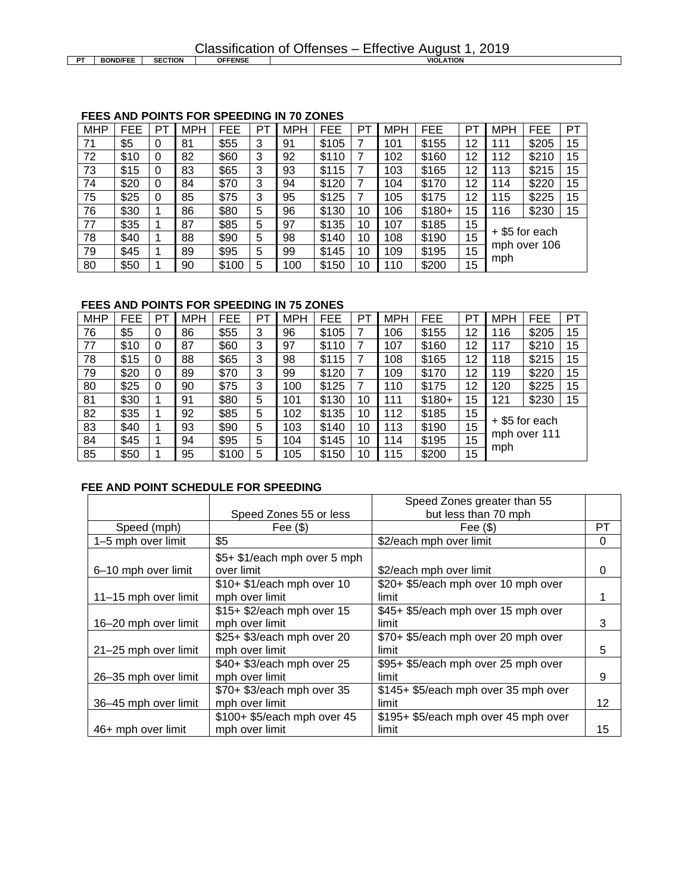# Classification of Offenses – Effective August 1, 2019

| PT | BOND/FEE | SECTION | OFFENSE | VIOLATION |
|---|---|---|---|---|

**FEES AND POINTS FOR SPEEDING IN 70 ZONES**

| MHP | FEE | PT | MPH | FEE | PT | MPH | FEE | PT | MPH | FEE | PT | MPH | FEE | PT |
|---|---|---|---|---|---|---|---|---|---|---|---|---|---|---|
| 71 | $5 | 0 | 81 | $55 | 3 | 91 | $105 | 7 | 101 | $155 | 12 | 111 | $205 | 15 |
| 72 | $10 | 0 | 82 | $60 | 3 | 92 | $110 | 7 | 102 | $160 | 12 | 112 | $210 | 15 |
| 73 | $15 | 0 | 83 | $65 | 3 | 93 | $115 | 7 | 103 | $165 | 12 | 113 | $215 | 15 |
| 74 | $20 | 0 | 84 | $70 | 3 | 94 | $120 | 7 | 104 | $170 | 12 | 114 | $220 | 15 |
| 75 | $25 | 0 | 85 | $75 | 3 | 95 | $125 | 7 | 105 | $175 | 12 | 115 | $225 | 15 |
| 76 | $30 | 1 | 86 | $80 | 5 | 96 | $130 | 10 | 106 | $180+ | 15 | 116 | $230 | 15 |
| 77 | $35 | 1 | 87 | $85 | 5 | 97 | $135 | 10 | 107 | $185 | 15 | + $5 for each mph over 106 mph | | |
| 78 | $40 | 1 | 88 | $90 | 5 | 98 | $140 | 10 | 108 | $190 | 15 | | | |
| 79 | $45 | 1 | 89 | $95 | 5 | 99 | $145 | 10 | 109 | $195 | 15 | | | |
| 80 | $50 | 1 | 90 | $100 | 5 | 100 | $150 | 10 | 110 | $200 | 15 | | | |

**FEES AND POINTS FOR SPEEDING IN 75 ZONES**

| MHP | FEE | PT | MPH | FEE | PT | MPH | FEE | PT | MPH | FEE | PT | MPH | FEE | PT |
|---|---|---|---|---|---|---|---|---|---|---|---|---|---|---|
| 76 | $5 | 0 | 86 | $55 | 3 | 96 | $105 | 7 | 106 | $155 | 12 | 116 | $205 | 15 |
| 77 | $10 | 0 | 87 | $60 | 3 | 97 | $110 | 7 | 107 | $160 | 12 | 117 | $210 | 15 |
| 78 | $15 | 0 | 88 | $65 | 3 | 98 | $115 | 7 | 108 | $165 | 12 | 118 | $215 | 15 |
| 79 | $20 | 0 | 89 | $70 | 3 | 99 | $120 | 7 | 109 | $170 | 12 | 119 | $220 | 15 |
| 80 | $25 | 0 | 90 | $75 | 3 | 100 | $125 | 7 | 110 | $175 | 12 | 120 | $225 | 15 |
| 81 | $30 | 1 | 91 | $80 | 5 | 101 | $130 | 10 | 111 | $180+ | 15 | 121 | $230 | 15 |
| 82 | $35 | 1 | 92 | $85 | 5 | 102 | $135 | 10 | 112 | $185 | 15 | + $5 for each mph over 111 mph | | |
| 83 | $40 | 1 | 93 | $90 | 5 | 103 | $140 | 10 | 113 | $190 | 15 | | | |
| 84 | $45 | 1 | 94 | $95 | 5 | 104 | $145 | 10 | 114 | $195 | 15 | | | |
| 85 | $50 | 1 | 95 | $100 | 5 | 105 | $150 | 10 | 115 | $200 | 15 | | | |

**FEE AND POINT SCHEDULE FOR SPEEDING**

| | Speed Zones 55 or less | Speed Zones greater than 55 but less than 70 mph | |
|---|---|---|---|
| Speed (mph) | Fee ($) | Fee ($) | PT |
| 1–5 mph over limit | $5 | $2/each mph over limit | 0 |
| 6–10 mph over limit | $5+ $1/each mph over 5 mph over limit | $2/each mph over limit | 0 |
| 11–15 mph over limit | $10+ $1/each mph over 10 mph over limit | $20+ $5/each mph over 10 mph over limit | 1 |
| 16–20 mph over limit | $15+ $2/each mph over 15 mph over limit | $45+ $5/each mph over 15 mph over limit | 3 |
| 21–25 mph over limit | $25+ $3/each mph over 20 mph over limit | $70+ $5/each mph over 20 mph over limit | 5 |
| 26–35 mph over limit | $40+ $3/each mph over 25 mph over limit | $95+ $5/each mph over 25 mph over limit | 9 |
| 36–45 mph over limit | $70+ $3/each mph over 35 mph over limit | $145+ $5/each mph over 35 mph over limit | 12 |
| 46+ mph over limit | $100+ $5/each mph over 45 mph over limit | $195+ $5/each mph over 45 mph over limit | 15 |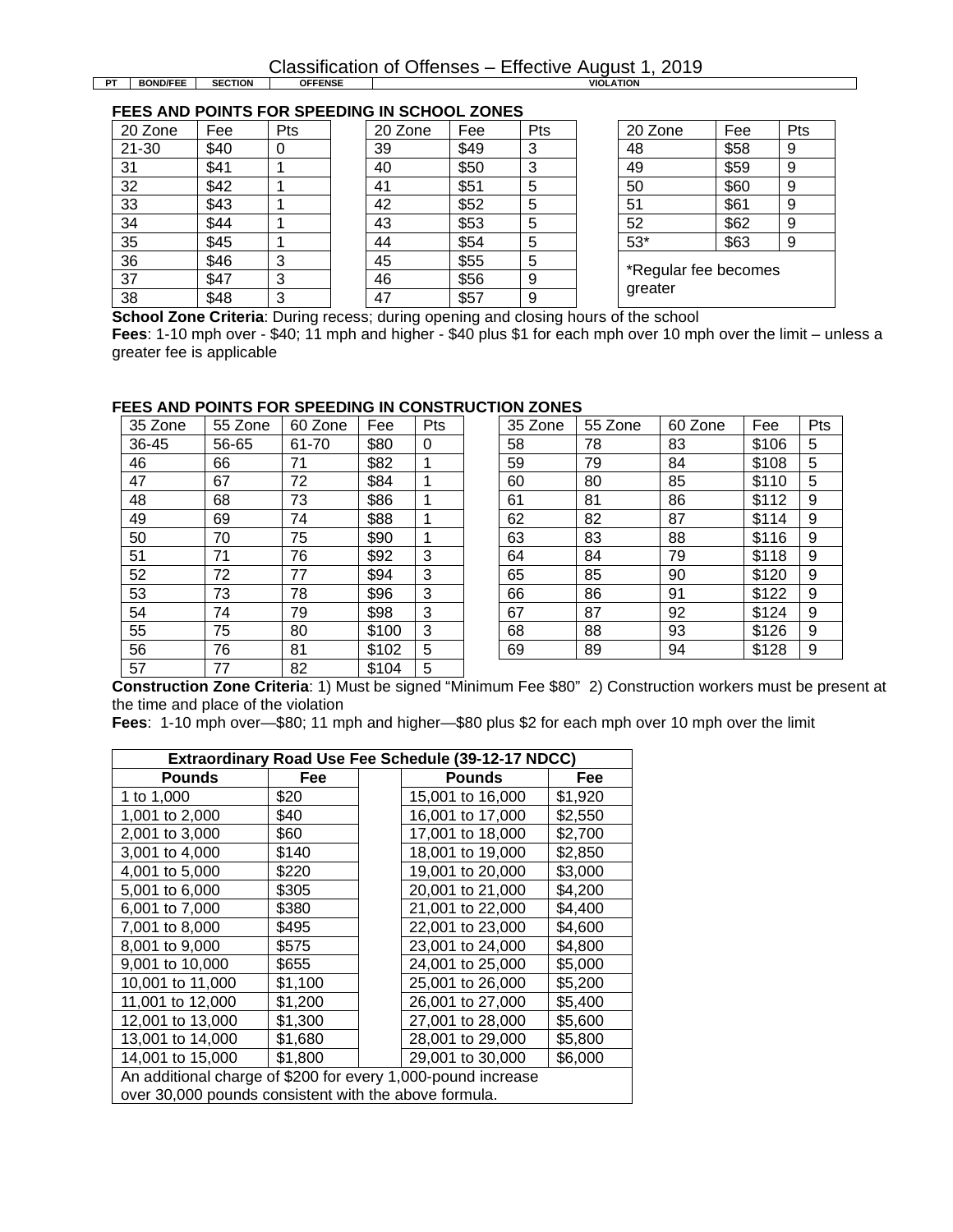# Classification of Offenses – Effective August 1, 2019

| PT | BOND/FEE | SECTION | OFFENSE | VIOLATION |
|---|---|---|---|---|

## FEES AND POINTS FOR SPEEDING IN SCHOOL ZONES

| 20 Zone | Fee | Pts |
|---|---|---|
| 21-30 | $40 | 0 |
| 31 | $41 | 1 |
| 32 | $42 | 1 |
| 33 | $43 | 1 |
| 34 | $44 | 1 |
| 35 | $45 | 1 |
| 36 | $46 | 3 |
| 37 | $47 | 3 |
| 38 | $48 | 3 |

| 20 Zone | Fee | Pts |
|---|---|---|
| 39 | $49 | 3 |
| 40 | $50 | 3 |
| 41 | $51 | 5 |
| 42 | $52 | 5 |
| 43 | $53 | 5 |
| 44 | $54 | 5 |
| 45 | $55 | 5 |
| 46 | $56 | 9 |
| 47 | $57 | 9 |

| 20 Zone | Fee | Pts |
|---|---|---|
| 48 | $58 | 9 |
| 49 | $59 | 9 |
| 50 | $60 | 9 |
| 51 | $61 | 9 |
| 52 | $62 | 9 |
| 53* | $63 | 9 |
| *Regular fee becomes greater | | |

**School Zone Criteria**: During recess; during opening and closing hours of the school
**Fees**: 1-10 mph over - $40; 11 mph and higher - $40 plus $1 for each mph over 10 mph over the limit – unless a greater fee is applicable

## FEES AND POINTS FOR SPEEDING IN CONSTRUCTION ZONES

| 35 Zone | 55 Zone | 60 Zone | Fee | Pts |
|---|---|---|---|---|
| 36-45 | 56-65 | 61-70 | $80 | 0 |
| 46 | 66 | 71 | $82 | 1 |
| 47 | 67 | 72 | $84 | 1 |
| 48 | 68 | 73 | $86 | 1 |
| 49 | 69 | 74 | $88 | 1 |
| 50 | 70 | 75 | $90 | 1 |
| 51 | 71 | 76 | $92 | 3 |
| 52 | 72 | 77 | $94 | 3 |
| 53 | 73 | 78 | $96 | 3 |
| 54 | 74 | 79 | $98 | 3 |
| 55 | 75 | 80 | $100 | 3 |
| 56 | 76 | 81 | $102 | 5 |
| 57 | 77 | 82 | $104 | 5 |

| 35 Zone | 55 Zone | 60 Zone | Fee | Pts |
|---|---|---|---|---|
| 58 | 78 | 83 | $106 | 5 |
| 59 | 79 | 84 | $108 | 5 |
| 60 | 80 | 85 | $110 | 5 |
| 61 | 81 | 86 | $112 | 9 |
| 62 | 82 | 87 | $114 | 9 |
| 63 | 83 | 88 | $116 | 9 |
| 64 | 84 | 79 | $118 | 9 |
| 65 | 85 | 90 | $120 | 9 |
| 66 | 86 | 91 | $122 | 9 |
| 67 | 87 | 92 | $124 | 9 |
| 68 | 88 | 93 | $126 | 9 |
| 69 | 89 | 94 | $128 | 9 |

**Construction Zone Criteria**: 1) Must be signed "Minimum Fee $80" 2) Construction workers must be present at the time and place of the violation
**Fees**: 1-10 mph over—$80; 11 mph and higher—$80 plus $2 for each mph over 10 mph over the limit

| Extraordinary Road Use Fee Schedule (39-12-17 NDCC) | | | |
|---|---|---|---|
| **Pounds** | **Fee** | **Pounds** | **Fee** |
| 1 to 1,000 | $20 | 15,001 to 16,000 | $1,920 |
| 1,001 to 2,000 | $40 | 16,001 to 17,000 | $2,550 |
| 2,001 to 3,000 | $60 | 17,001 to 18,000 | $2,700 |
| 3,001 to 4,000 | $140 | 18,001 to 19,000 | $2,850 |
| 4,001 to 5,000 | $220 | 19,001 to 20,000 | $3,000 |
| 5,001 to 6,000 | $305 | 20,001 to 21,000 | $4,200 |
| 6,001 to 7,000 | $380 | 21,001 to 22,000 | $4,400 |
| 7,001 to 8,000 | $495 | 22,001 to 23,000 | $4,600 |
| 8,001 to 9,000 | $575 | 23,001 to 24,000 | $4,800 |
| 9,001 to 10,000 | $655 | 24,001 to 25,000 | $5,000 |
| 10,001 to 11,000 | $1,100 | 25,001 to 26,000 | $5,200 |
| 11,001 to 12,000 | $1,200 | 26,001 to 27,000 | $5,400 |
| 12,001 to 13,000 | $1,300 | 27,001 to 28,000 | $5,600 |
| 13,001 to 14,000 | $1,680 | 28,001 to 29,000 | $5,800 |
| 14,001 to 15,000 | $1,800 | 29,001 to 30,000 | $6,000 |
| An additional charge of $200 for every 1,000-pound increase over 30,000 pounds consistent with the above formula. | | | |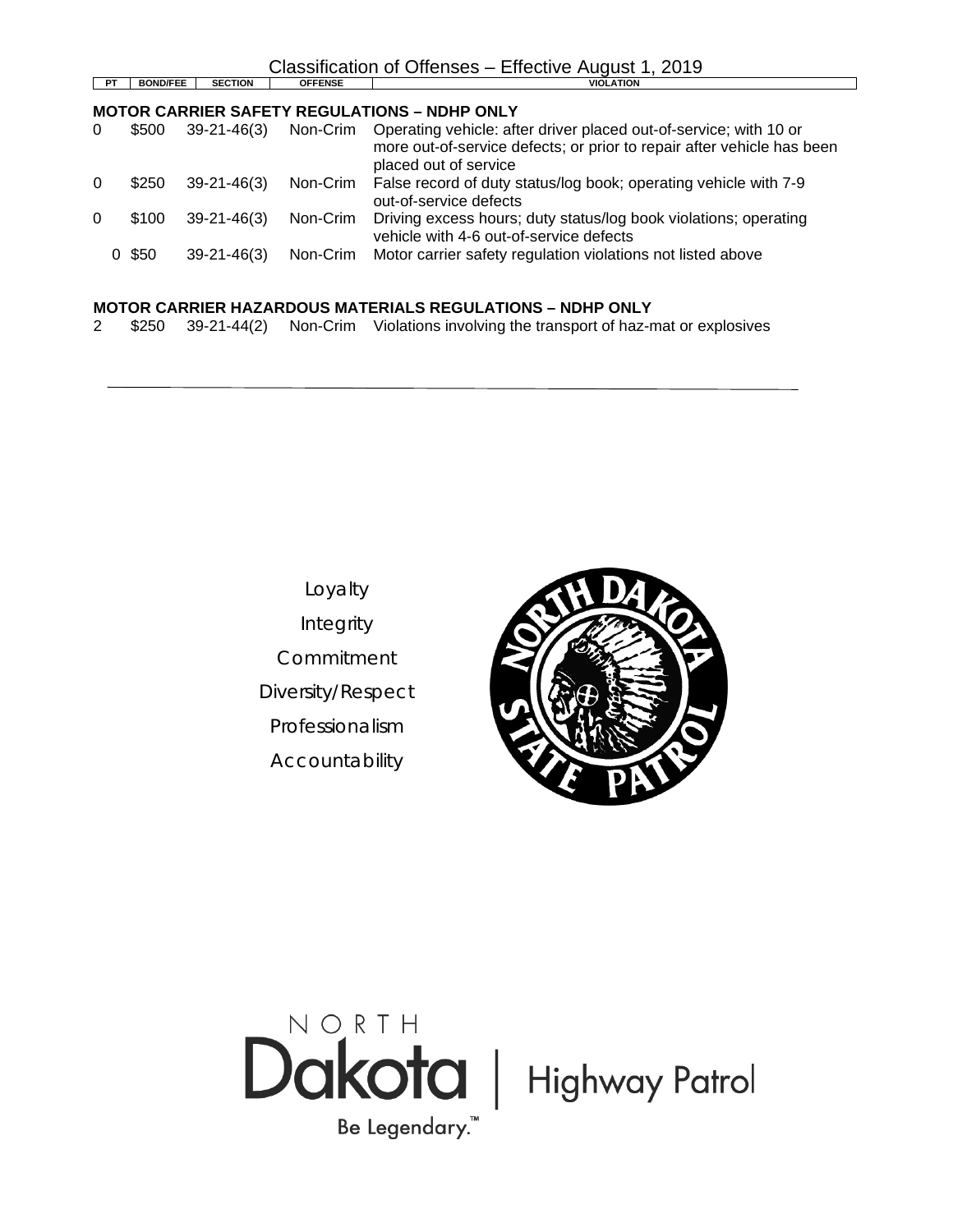| PT | BOND/FEE | SECTION | OFFENSE | VIOLATION |
|---|---|---|---|---|

**MOTOR CARRIER SAFETY REGULATIONS – NDHP ONLY**

| | | | | |
|---|---|---|---|---|
| 0 | $500 | 39-21-46(3) | Non-Crim | Operating vehicle: after driver placed out-of-service; with 10 or more out-of-service defects; or prior to repair after vehicle has been placed out of service |
| 0 | $250 | 39-21-46(3) | Non-Crim | False record of duty status/log book; operating vehicle with 7-9 out-of-service defects |
| 0 | $100 | 39-21-46(3) | Non-Crim | Driving excess hours; duty status/log book violations; operating vehicle with 4-6 out-of-service defects |
| 0 | $50 | 39-21-46(3) | Non-Crim | Motor carrier safety regulation violations not listed above |

**MOTOR CARRIER HAZARDOUS MATERIALS REGULATIONS – NDHP ONLY**

| | | | | |
|---|---|---|---|---|
| 2 | $250 | 39-21-44(2) | Non-Crim | Violations involving the transport of haz-mat or explosives |

Loyalty

Integrity

Commitment

Diversity/Respect

Professionalism

Accountability

NORTH DAKOTA STATE PATROL

NORTH Dakota | Highway Patrol

Be Legendary.™